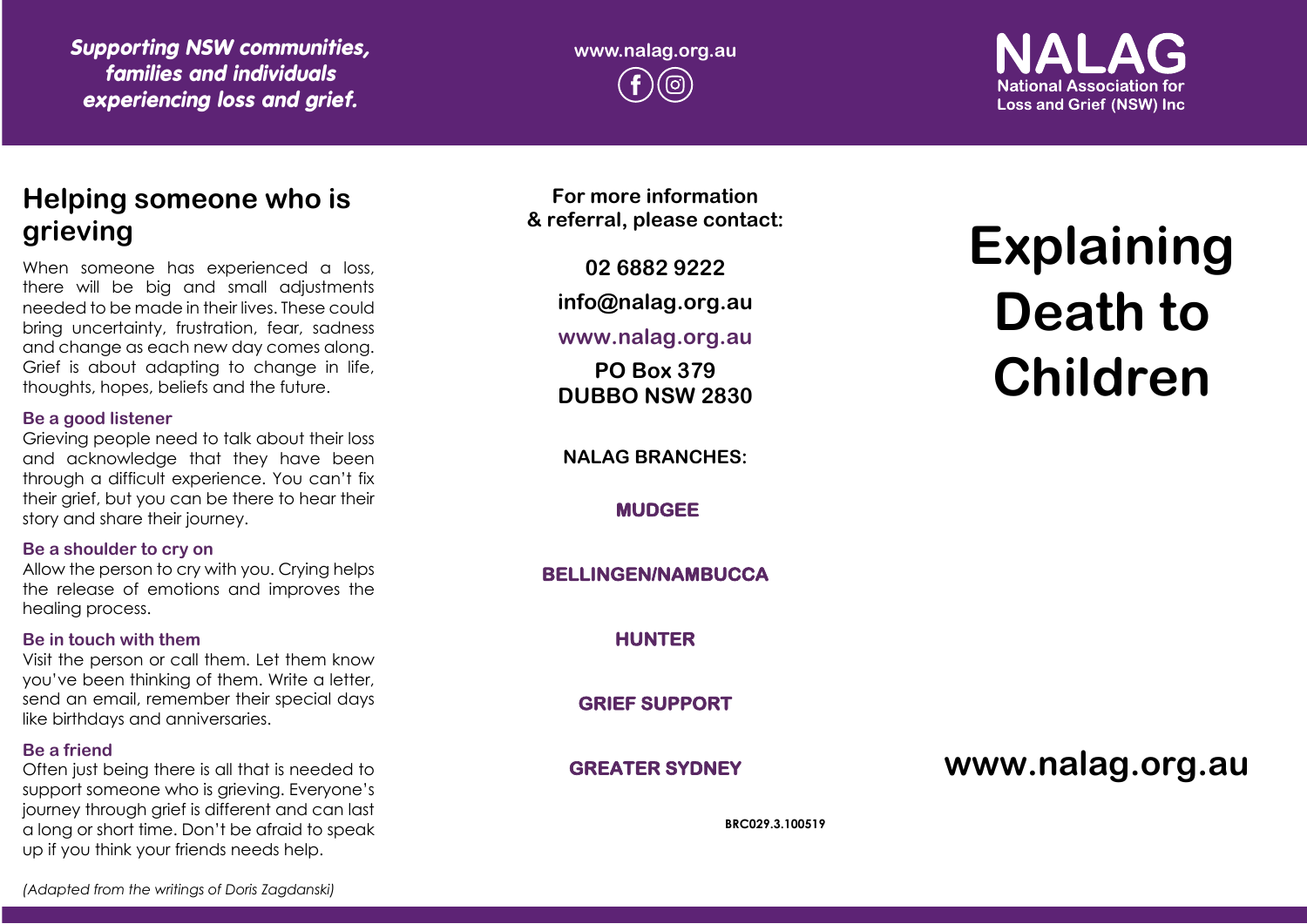*Supporting NSW communities, families and individuals experiencing loss and grief.*

www.nalag.org.au

**NALAG**
National Association for Loss and Grief (NSW) Inc

## Helping someone who is grieving

When someone has experienced a loss, there will be big and small adjustments needed to be made in their lives. These could bring uncertainty, frustration, fear, sadness and change as each new day comes along. Grief is about adapting to change in life, thoughts, hopes, beliefs and the future.

### Be a good listener

Grieving people need to talk about their loss and acknowledge that they have been through a difficult experience. You can't fix their grief, but you can be there to hear their story and share their journey.

### Be a shoulder to cry on

Allow the person to cry with you. Crying helps the release of emotions and improves the healing process.

### Be in touch with them

Visit the person or call them. Let them know you've been thinking of them. Write a letter, send an email, remember their special days like birthdays and anniversaries.

### Be a friend

Often just being there is all that is needed to support someone who is grieving. Everyone's journey through grief is different and can last a long or short time. Don't be afraid to speak up if you think your friends needs help.

*(Adapted from the writings of Doris Zagdanski)*

**For more information & referral, please contact:**

**02 6882 9222**

**info@nalag.org.au**

**www.nalag.org.au**

**PO Box 379**
**DUBBO NSW 2830**

**NALAG BRANCHES:**

**MUDGEE**

**BELLINGEN/NAMBUCCA**

**HUNTER**

**GRIEF SUPPORT**

**GREATER SYDNEY**

BRC029.3.100519

# Explaining Death to Children

**www.nalag.org.au**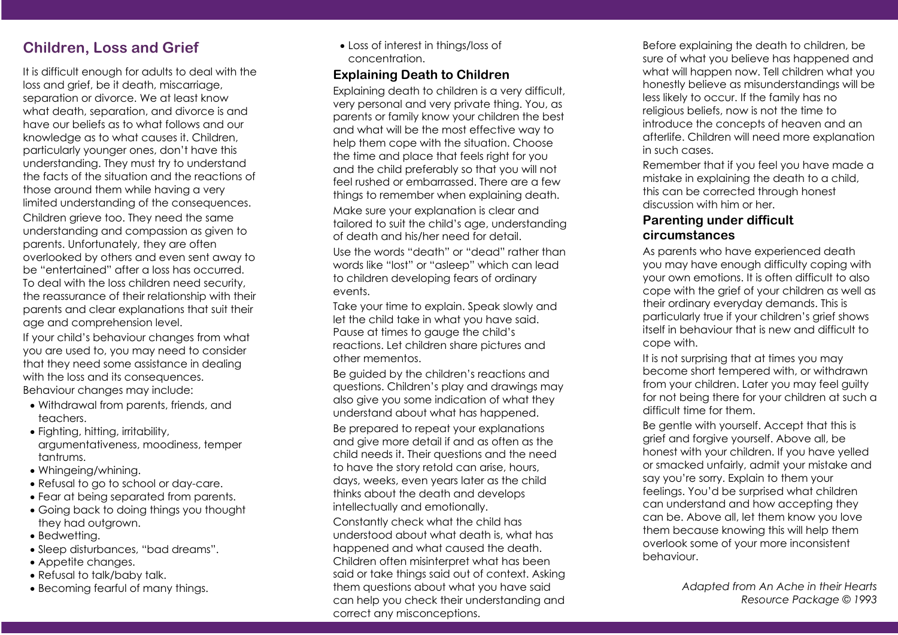## Children, Loss and Grief

It is difficult enough for adults to deal with the loss and grief, be it death, miscarriage, separation or divorce. We at least know what death, separation, and divorce is and have our beliefs as to what follows and our knowledge as to what causes it. Children, particularly younger ones, don't have this understanding. They must try to understand the facts of the situation and the reactions of those around them while having a very limited understanding of the consequences.

Children grieve too. They need the same understanding and compassion as given to parents. Unfortunately, they are often overlooked by others and even sent away to be "entertained" after a loss has occurred. To deal with the loss children need security, the reassurance of their relationship with their parents and clear explanations that suit their age and comprehension level.

If your child's behaviour changes from what you are used to, you may need to consider that they need some assistance in dealing with the loss and its consequences. Behaviour changes may include:

- Withdrawal from parents, friends, and teachers.
- Fighting, hitting, irritability, argumentativeness, moodiness, temper tantrums.
- Whingeing/whining.
- Refusal to go to school or day-care.
- Fear at being separated from parents.
- Going back to doing things you thought they had outgrown.
- Bedwetting.
- Sleep disturbances, "bad dreams".
- Appetite changes.
- Refusal to talk/baby talk.
- Becoming fearful of many things.
- Loss of interest in things/loss of concentration.

### Explaining Death to Children

Explaining death to children is a very difficult, very personal and very private thing. You, as parents or family know your children the best and what will be the most effective way to help them cope with the situation. Choose the time and place that feels right for you and the child preferably so that you will not feel rushed or embarrassed. There are a few things to remember when explaining death.

Make sure your explanation is clear and tailored to suit the child's age, understanding of death and his/her need for detail.

Use the words "death" or "dead" rather than words like "lost" or "asleep" which can lead to children developing fears of ordinary events.

Take your time to explain. Speak slowly and let the child take in what you have said. Pause at times to gauge the child's reactions. Let children share pictures and other mementos.

Be guided by the children's reactions and questions. Children's play and drawings may also give you some indication of what they understand about what has happened.

Be prepared to repeat your explanations and give more detail if and as often as the child needs it. Their questions and the need to have the story retold can arise, hours, days, weeks, even years later as the child thinks about the death and develops intellectually and emotionally.

Constantly check what the child has understood about what death is, what has happened and what caused the death. Children often misinterpret what has been said or take things said out of context. Asking them questions about what you have said can help you check their understanding and correct any misconceptions.

Before explaining the death to children, be sure of what you believe has happened and what will happen now. Tell children what you honestly believe as misunderstandings will be less likely to occur. If the family has no religious beliefs, now is not the time to introduce the concepts of heaven and an afterlife. Children will need more explanation in such cases.

Remember that if you feel you have made a mistake in explaining the death to a child, this can be corrected through honest discussion with him or her.

### Parenting under difficult circumstances

As parents who have experienced death you may have enough difficulty coping with your own emotions. It is often difficult to also cope with the grief of your children as well as their ordinary everyday demands. This is particularly true if your children's grief shows itself in behaviour that is new and difficult to cope with.

It is not surprising that at times you may become short tempered with, or withdrawn from your children. Later you may feel guilty for not being there for your children at such a difficult time for them.

Be gentle with yourself. Accept that this is grief and forgive yourself. Above all, be honest with your children. If you have yelled or smacked unfairly, admit your mistake and say you're sorry. Explain to them your feelings. You'd be surprised what children can understand and how accepting they can be. Above all, let them know you love them because knowing this will help them overlook some of your more inconsistent behaviour.

*Adapted from An Ache in their Hearts Resource Package © 1993*